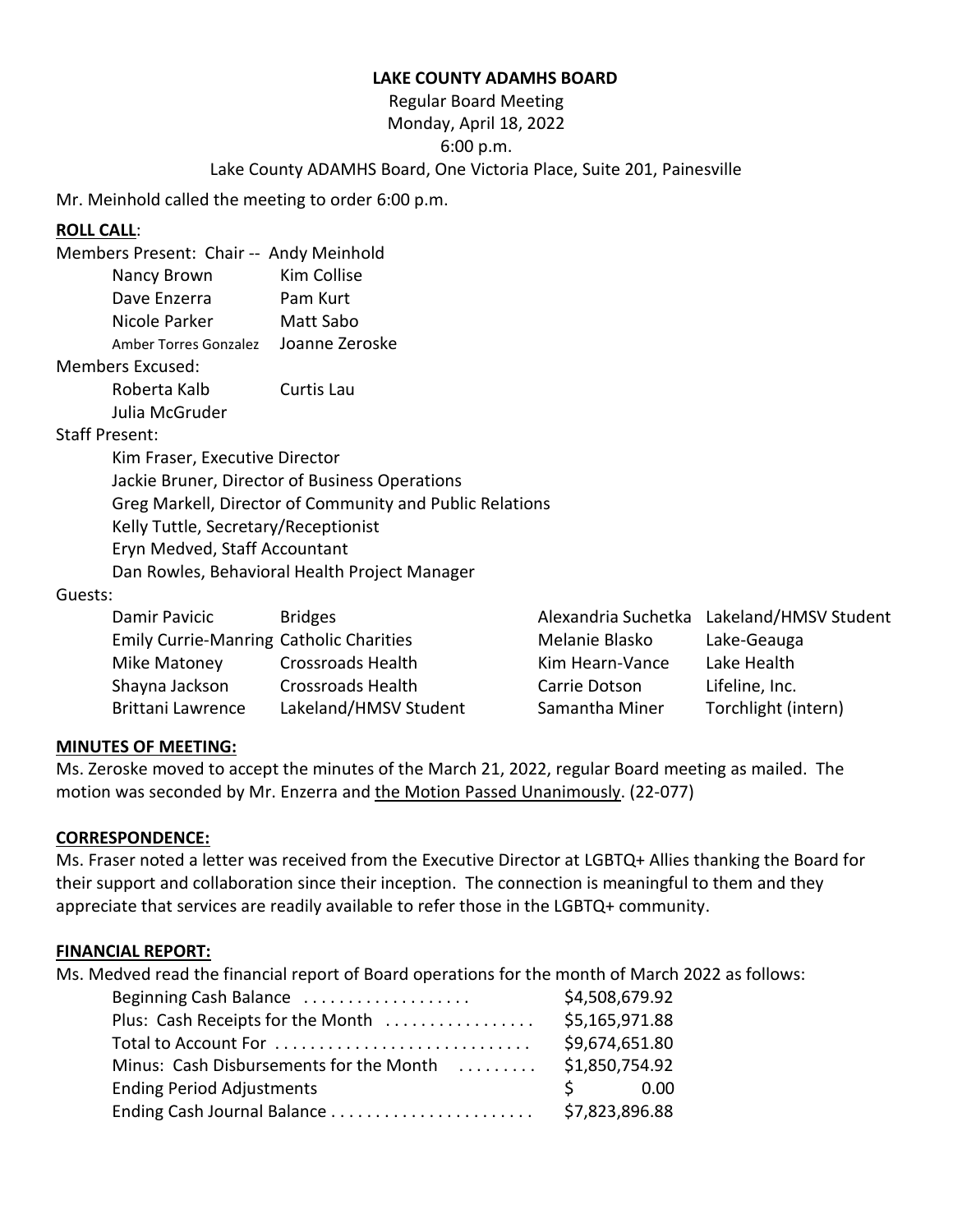**LAKE COUNTY ADAMHS BOARD**

Regular Board Meeting
Monday, April 18, 2022
6:00 p.m.
Lake County ADAMHS Board, One Victoria Place, Suite 201, Painesville

Mr. Meinhold called the meeting to order 6:00 p.m.

**ROLL CALL**:

Members Present: Chair -- Andy Meinhold

Nancy Brown — Kim Collise
Dave Enzerra — Pam Kurt
Nicole Parker — Matt Sabo
Amber Torres Gonzalez — Joanne Zeroske

Members Excused:

Roberta Kalb — Curtis Lau
Julia McGruder

Staff Present:

Kim Fraser, Executive Director
Jackie Bruner, Director of Business Operations
Greg Markell, Director of Community and Public Relations
Kelly Tuttle, Secretary/Receptionist
Eryn Medved, Staff Accountant
Dan Rowles, Behavioral Health Project Manager

Guests:

| | | | |
|---|---|---|---|
| Damir Pavicic | Bridges | Alexandria Suchetka | Lakeland/HMSV Student |
| Emily Currie-Manring | Catholic Charities | Melanie Blasko | Lake-Geauga |
| Mike Matoney | Crossroads Health | Kim Hearn-Vance | Lake Health |
| Shayna Jackson | Crossroads Health | Carrie Dotson | Lifeline, Inc. |
| Brittani Lawrence | Lakeland/HMSV Student | Samantha Miner | Torchlight (intern) |

**MINUTES OF MEETING:**

Ms. Zeroske moved to accept the minutes of the March 21, 2022, regular Board meeting as mailed. The motion was seconded by Mr. Enzerra and the Motion Passed Unanimously. (22-077)

**CORRESPONDENCE:**

Ms. Fraser noted a letter was received from the Executive Director at LGBTQ+ Allies thanking the Board for their support and collaboration since their inception. The connection is meaningful to them and they appreciate that services are readily available to refer those in the LGBTQ+ community.

**FINANCIAL REPORT:**

Ms. Medved read the financial report of Board operations for the month of March 2022 as follows:

| | |
|---|---|
| Beginning Cash Balance | $4,508,679.92 |
| Plus: Cash Receipts for the Month | $5,165,971.88 |
| Total to Account For | $9,674,651.80 |
| Minus: Cash Disbursements for the Month | $1,850,754.92 |
| Ending Period Adjustments | $ 0.00 |
| Ending Cash Journal Balance | $7,823,896.88 |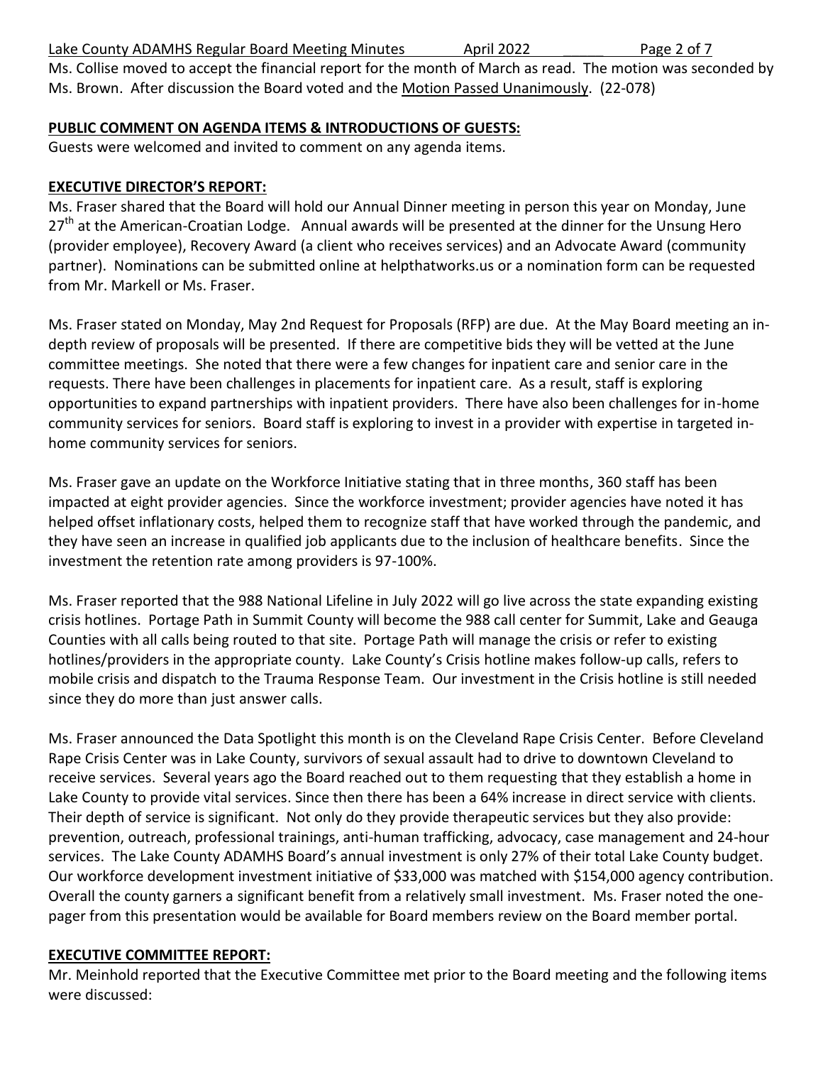Ms. Collise moved to accept the financial report for the month of March as read. The motion was seconded by Ms. Brown. After discussion the Board voted and the Motion Passed Unanimously. (22-078)

**PUBLIC COMMENT ON AGENDA ITEMS & INTRODUCTIONS OF GUESTS:**

Guests were welcomed and invited to comment on any agenda items.

**EXECUTIVE DIRECTOR'S REPORT:**

Ms. Fraser shared that the Board will hold our Annual Dinner meeting in person this year on Monday, June 27th at the American-Croatian Lodge. Annual awards will be presented at the dinner for the Unsung Hero (provider employee), Recovery Award (a client who receives services) and an Advocate Award (community partner). Nominations can be submitted online at helpthatworks.us or a nomination form can be requested from Mr. Markell or Ms. Fraser.

Ms. Fraser stated on Monday, May 2nd Request for Proposals (RFP) are due. At the May Board meeting an in-depth review of proposals will be presented. If there are competitive bids they will be vetted at the June committee meetings. She noted that there were a few changes for inpatient care and senior care in the requests. There have been challenges in placements for inpatient care. As a result, staff is exploring opportunities to expand partnerships with inpatient providers. There have also been challenges for in-home community services for seniors. Board staff is exploring to invest in a provider with expertise in targeted in-home community services for seniors.

Ms. Fraser gave an update on the Workforce Initiative stating that in three months, 360 staff has been impacted at eight provider agencies. Since the workforce investment; provider agencies have noted it has helped offset inflationary costs, helped them to recognize staff that have worked through the pandemic, and they have seen an increase in qualified job applicants due to the inclusion of healthcare benefits. Since the investment the retention rate among providers is 97-100%.

Ms. Fraser reported that the 988 National Lifeline in July 2022 will go live across the state expanding existing crisis hotlines. Portage Path in Summit County will become the 988 call center for Summit, Lake and Geauga Counties with all calls being routed to that site. Portage Path will manage the crisis or refer to existing hotlines/providers in the appropriate county. Lake County's Crisis hotline makes follow-up calls, refers to mobile crisis and dispatch to the Trauma Response Team. Our investment in the Crisis hotline is still needed since they do more than just answer calls.

Ms. Fraser announced the Data Spotlight this month is on the Cleveland Rape Crisis Center. Before Cleveland Rape Crisis Center was in Lake County, survivors of sexual assault had to drive to downtown Cleveland to receive services. Several years ago the Board reached out to them requesting that they establish a home in Lake County to provide vital services. Since then there has been a 64% increase in direct service with clients. Their depth of service is significant. Not only do they provide therapeutic services but they also provide: prevention, outreach, professional trainings, anti-human trafficking, advocacy, case management and 24-hour services. The Lake County ADAMHS Board's annual investment is only 27% of their total Lake County budget. Our workforce development investment initiative of $33,000 was matched with $154,000 agency contribution. Overall the county garners a significant benefit from a relatively small investment. Ms. Fraser noted the one-pager from this presentation would be available for Board members review on the Board member portal.

**EXECUTIVE COMMITTEE REPORT:**

Mr. Meinhold reported that the Executive Committee met prior to the Board meeting and the following items were discussed: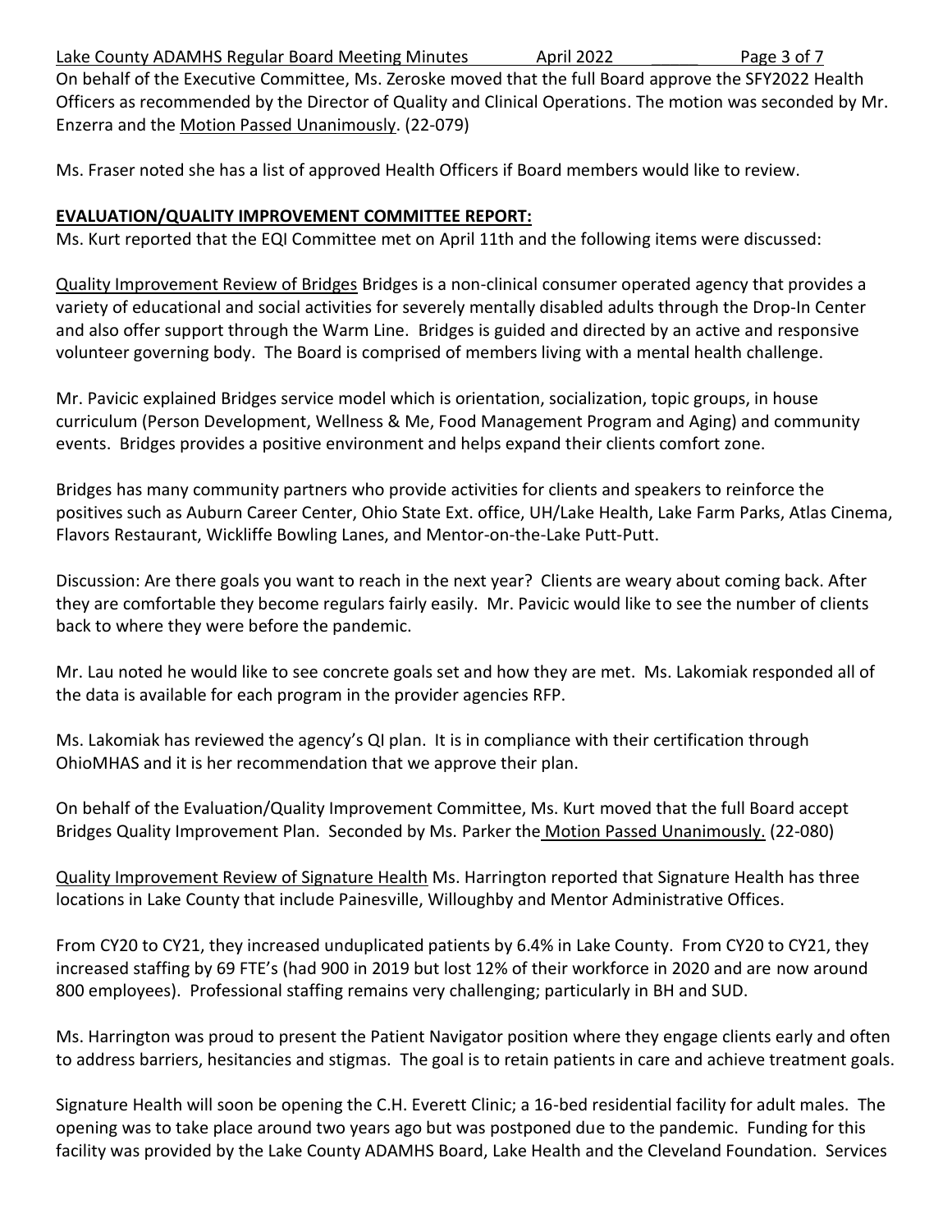On behalf of the Executive Committee, Ms. Zeroske moved that the full Board approve the SFY2022 Health Officers as recommended by the Director of Quality and Clinical Operations. The motion was seconded by Mr. Enzerra and the Motion Passed Unanimously. (22-079)

Ms. Fraser noted she has a list of approved Health Officers if Board members would like to review.

**EVALUATION/QUALITY IMPROVEMENT COMMITTEE REPORT:**

Ms. Kurt reported that the EQI Committee met on April 11th and the following items were discussed:

Quality Improvement Review of Bridges Bridges is a non-clinical consumer operated agency that provides a variety of educational and social activities for severely mentally disabled adults through the Drop-In Center and also offer support through the Warm Line. Bridges is guided and directed by an active and responsive volunteer governing body. The Board is comprised of members living with a mental health challenge.

Mr. Pavicic explained Bridges service model which is orientation, socialization, topic groups, in house curriculum (Person Development, Wellness & Me, Food Management Program and Aging) and community events. Bridges provides a positive environment and helps expand their clients comfort zone.

Bridges has many community partners who provide activities for clients and speakers to reinforce the positives such as Auburn Career Center, Ohio State Ext. office, UH/Lake Health, Lake Farm Parks, Atlas Cinema, Flavors Restaurant, Wickliffe Bowling Lanes, and Mentor-on-the-Lake Putt-Putt.

Discussion: Are there goals you want to reach in the next year? Clients are weary about coming back. After they are comfortable they become regulars fairly easily. Mr. Pavicic would like to see the number of clients back to where they were before the pandemic.

Mr. Lau noted he would like to see concrete goals set and how they are met. Ms. Lakomiak responded all of the data is available for each program in the provider agencies RFP.

Ms. Lakomiak has reviewed the agency's QI plan. It is in compliance with their certification through OhioMHAS and it is her recommendation that we approve their plan.

On behalf of the Evaluation/Quality Improvement Committee, Ms. Kurt moved that the full Board accept Bridges Quality Improvement Plan. Seconded by Ms. Parker the Motion Passed Unanimously. (22-080)

Quality Improvement Review of Signature Health Ms. Harrington reported that Signature Health has three locations in Lake County that include Painesville, Willoughby and Mentor Administrative Offices.

From CY20 to CY21, they increased unduplicated patients by 6.4% in Lake County. From CY20 to CY21, they increased staffing by 69 FTE's (had 900 in 2019 but lost 12% of their workforce in 2020 and are now around 800 employees). Professional staffing remains very challenging; particularly in BH and SUD.

Ms. Harrington was proud to present the Patient Navigator position where they engage clients early and often to address barriers, hesitancies and stigmas. The goal is to retain patients in care and achieve treatment goals.

Signature Health will soon be opening the C.H. Everett Clinic; a 16-bed residential facility for adult males. The opening was to take place around two years ago but was postponed due to the pandemic. Funding for this facility was provided by the Lake County ADAMHS Board, Lake Health and the Cleveland Foundation. Services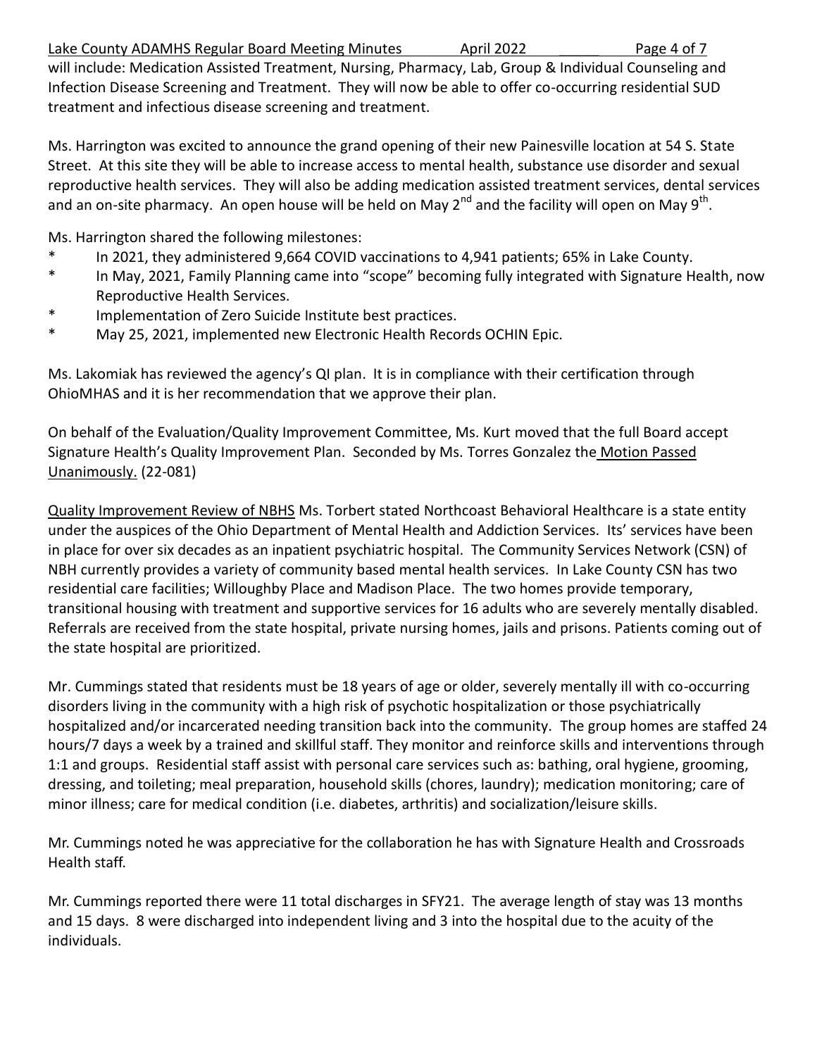will include: Medication Assisted Treatment, Nursing, Pharmacy, Lab, Group & Individual Counseling and Infection Disease Screening and Treatment. They will now be able to offer co-occurring residential SUD treatment and infectious disease screening and treatment.

Ms. Harrington was excited to announce the grand opening of their new Painesville location at 54 S. State Street. At this site they will be able to increase access to mental health, substance use disorder and sexual reproductive health services. They will also be adding medication assisted treatment services, dental services and an on-site pharmacy. An open house will be held on May 2nd and the facility will open on May 9th.

Ms. Harrington shared the following milestones:

* In 2021, they administered 9,664 COVID vaccinations to 4,941 patients; 65% in Lake County.
* In May, 2021, Family Planning came into "scope" becoming fully integrated with Signature Health, now Reproductive Health Services.
* Implementation of Zero Suicide Institute best practices.
* May 25, 2021, implemented new Electronic Health Records OCHIN Epic.

Ms. Lakomiak has reviewed the agency's QI plan. It is in compliance with their certification through OhioMHAS and it is her recommendation that we approve their plan.

On behalf of the Evaluation/Quality Improvement Committee, Ms. Kurt moved that the full Board accept Signature Health's Quality Improvement Plan. Seconded by Ms. Torres Gonzalez the Motion Passed Unanimously. (22-081)

Quality Improvement Review of NBHS Ms. Torbert stated Northcoast Behavioral Healthcare is a state entity under the auspices of the Ohio Department of Mental Health and Addiction Services. Its' services have been in place for over six decades as an inpatient psychiatric hospital. The Community Services Network (CSN) of NBH currently provides a variety of community based mental health services. In Lake County CSN has two residential care facilities; Willoughby Place and Madison Place. The two homes provide temporary, transitional housing with treatment and supportive services for 16 adults who are severely mentally disabled. Referrals are received from the state hospital, private nursing homes, jails and prisons. Patients coming out of the state hospital are prioritized.

Mr. Cummings stated that residents must be 18 years of age or older, severely mentally ill with co-occurring disorders living in the community with a high risk of psychotic hospitalization or those psychiatrically hospitalized and/or incarcerated needing transition back into the community. The group homes are staffed 24 hours/7 days a week by a trained and skillful staff. They monitor and reinforce skills and interventions through 1:1 and groups. Residential staff assist with personal care services such as: bathing, oral hygiene, grooming, dressing, and toileting; meal preparation, household skills (chores, laundry); medication monitoring; care of minor illness; care for medical condition (i.e. diabetes, arthritis) and socialization/leisure skills.

Mr. Cummings noted he was appreciative for the collaboration he has with Signature Health and Crossroads Health staff.

Mr. Cummings reported there were 11 total discharges in SFY21. The average length of stay was 13 months and 15 days. 8 were discharged into independent living and 3 into the hospital due to the acuity of the individuals.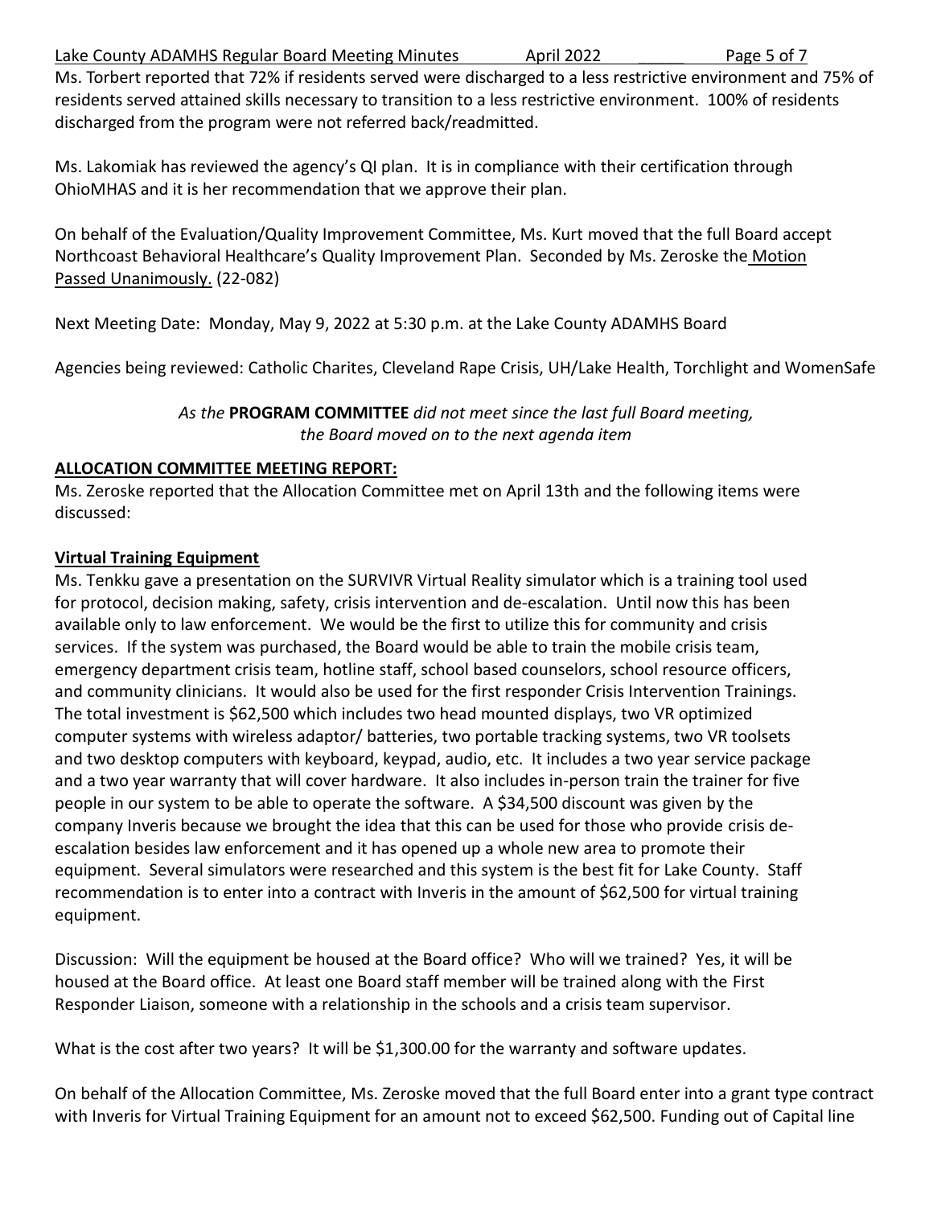Ms. Torbert reported that 72% if residents served were discharged to a less restrictive environment and 75% of residents served attained skills necessary to transition to a less restrictive environment. 100% of residents discharged from the program were not referred back/readmitted.

Ms. Lakomiak has reviewed the agency's QI plan. It is in compliance with their certification through OhioMHAS and it is her recommendation that we approve their plan.

On behalf of the Evaluation/Quality Improvement Committee, Ms. Kurt moved that the full Board accept Northcoast Behavioral Healthcare's Quality Improvement Plan. Seconded by Ms. Zeroske the Motion Passed Unanimously. (22-082)

Next Meeting Date: Monday, May 9, 2022 at 5:30 p.m. at the Lake County ADAMHS Board

Agencies being reviewed: Catholic Charites, Cleveland Rape Crisis, UH/Lake Health, Torchlight and WomenSafe

*As the* **PROGRAM COMMITTEE** *did not meet since the last full Board meeting, the Board moved on to the next agenda item*

**ALLOCATION COMMITTEE MEETING REPORT:**

Ms. Zeroske reported that the Allocation Committee met on April 13th and the following items were discussed:

**Virtual Training Equipment**

Ms. Tenkku gave a presentation on the SURVIVR Virtual Reality simulator which is a training tool used for protocol, decision making, safety, crisis intervention and de-escalation. Until now this has been available only to law enforcement. We would be the first to utilize this for community and crisis services. If the system was purchased, the Board would be able to train the mobile crisis team, emergency department crisis team, hotline staff, school based counselors, school resource officers, and community clinicians. It would also be used for the first responder Crisis Intervention Trainings. The total investment is $62,500 which includes two head mounted displays, two VR optimized computer systems with wireless adaptor/ batteries, two portable tracking systems, two VR toolsets and two desktop computers with keyboard, keypad, audio, etc. It includes a two year service package and a two year warranty that will cover hardware. It also includes in-person train the trainer for five people in our system to be able to operate the software. A $34,500 discount was given by the company Inveris because we brought the idea that this can be used for those who provide crisis de-escalation besides law enforcement and it has opened up a whole new area to promote their equipment. Several simulators were researched and this system is the best fit for Lake County. Staff recommendation is to enter into a contract with Inveris in the amount of $62,500 for virtual training equipment.

Discussion: Will the equipment be housed at the Board office? Who will we trained? Yes, it will be housed at the Board office. At least one Board staff member will be trained along with the First Responder Liaison, someone with a relationship in the schools and a crisis team supervisor.

What is the cost after two years? It will be $1,300.00 for the warranty and software updates.

On behalf of the Allocation Committee, Ms. Zeroske moved that the full Board enter into a grant type contract with Inveris for Virtual Training Equipment for an amount not to exceed $62,500. Funding out of Capital line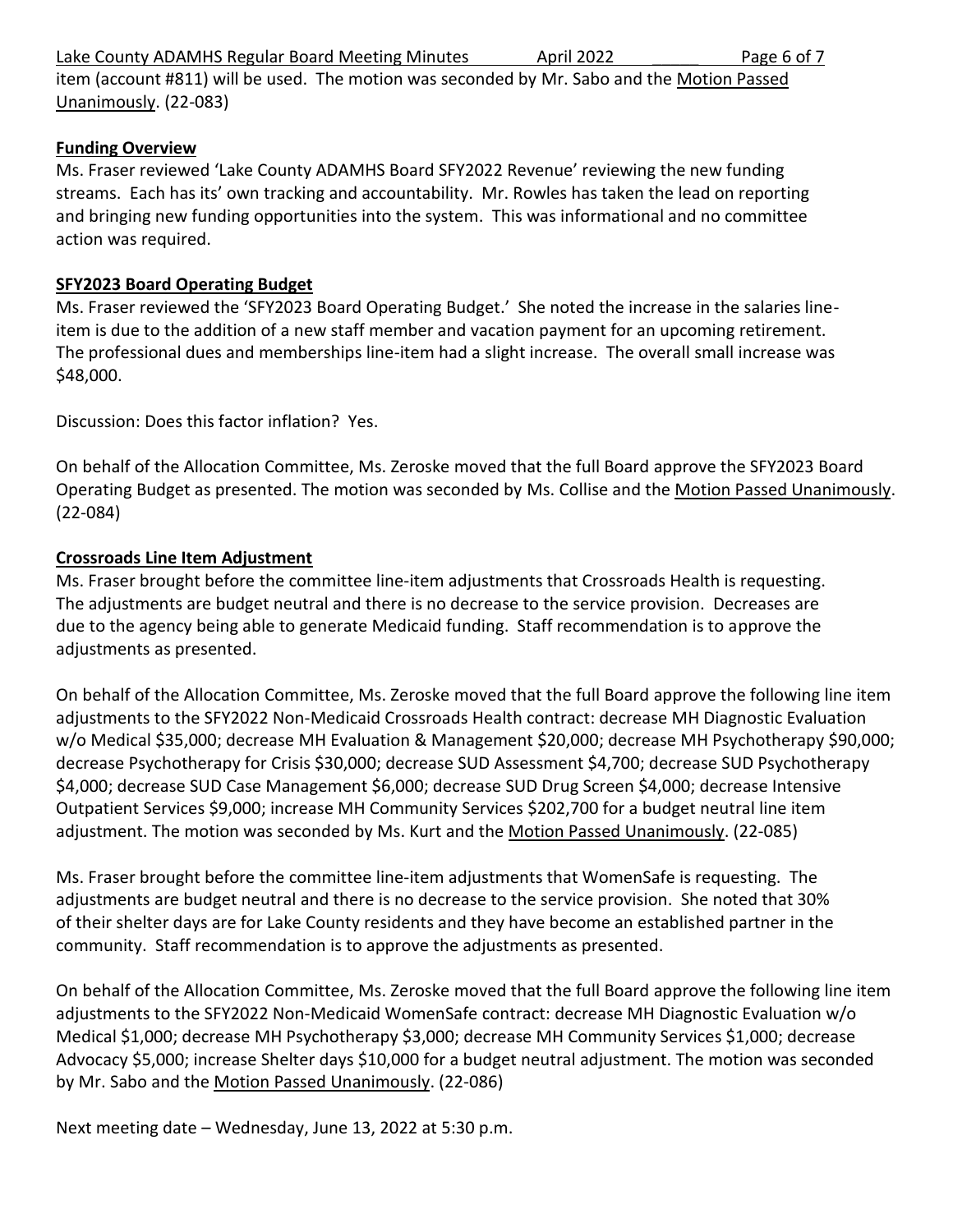item (account #811) will be used. The motion was seconded by Mr. Sabo and the Motion Passed Unanimously. (22-083)

**Funding Overview**

Ms. Fraser reviewed 'Lake County ADAMHS Board SFY2022 Revenue' reviewing the new funding streams. Each has its' own tracking and accountability. Mr. Rowles has taken the lead on reporting and bringing new funding opportunities into the system. This was informational and no committee action was required.

**SFY2023 Board Operating Budget**

Ms. Fraser reviewed the 'SFY2023 Board Operating Budget.' She noted the increase in the salaries line-item is due to the addition of a new staff member and vacation payment for an upcoming retirement. The professional dues and memberships line-item had a slight increase. The overall small increase was $48,000.

Discussion: Does this factor inflation? Yes.

On behalf of the Allocation Committee, Ms. Zeroske moved that the full Board approve the SFY2023 Board Operating Budget as presented. The motion was seconded by Ms. Collise and the Motion Passed Unanimously. (22-084)

**Crossroads Line Item Adjustment**

Ms. Fraser brought before the committee line-item adjustments that Crossroads Health is requesting. The adjustments are budget neutral and there is no decrease to the service provision. Decreases are due to the agency being able to generate Medicaid funding. Staff recommendation is to approve the adjustments as presented.

On behalf of the Allocation Committee, Ms. Zeroske moved that the full Board approve the following line item adjustments to the SFY2022 Non-Medicaid Crossroads Health contract: decrease MH Diagnostic Evaluation w/o Medical $35,000; decrease MH Evaluation & Management $20,000; decrease MH Psychotherapy $90,000; decrease Psychotherapy for Crisis $30,000; decrease SUD Assessment $4,700; decrease SUD Psychotherapy $4,000; decrease SUD Case Management $6,000; decrease SUD Drug Screen $4,000; decrease Intensive Outpatient Services $9,000; increase MH Community Services $202,700 for a budget neutral line item adjustment. The motion was seconded by Ms. Kurt and the Motion Passed Unanimously. (22-085)

Ms. Fraser brought before the committee line-item adjustments that WomenSafe is requesting. The adjustments are budget neutral and there is no decrease to the service provision. She noted that 30% of their shelter days are for Lake County residents and they have become an established partner in the community. Staff recommendation is to approve the adjustments as presented.

On behalf of the Allocation Committee, Ms. Zeroske moved that the full Board approve the following line item adjustments to the SFY2022 Non-Medicaid WomenSafe contract: decrease MH Diagnostic Evaluation w/o Medical $1,000; decrease MH Psychotherapy $3,000; decrease MH Community Services $1,000; decrease Advocacy $5,000; increase Shelter days $10,000 for a budget neutral adjustment. The motion was seconded by Mr. Sabo and the Motion Passed Unanimously. (22-086)

Next meeting date – Wednesday, June 13, 2022 at 5:30 p.m.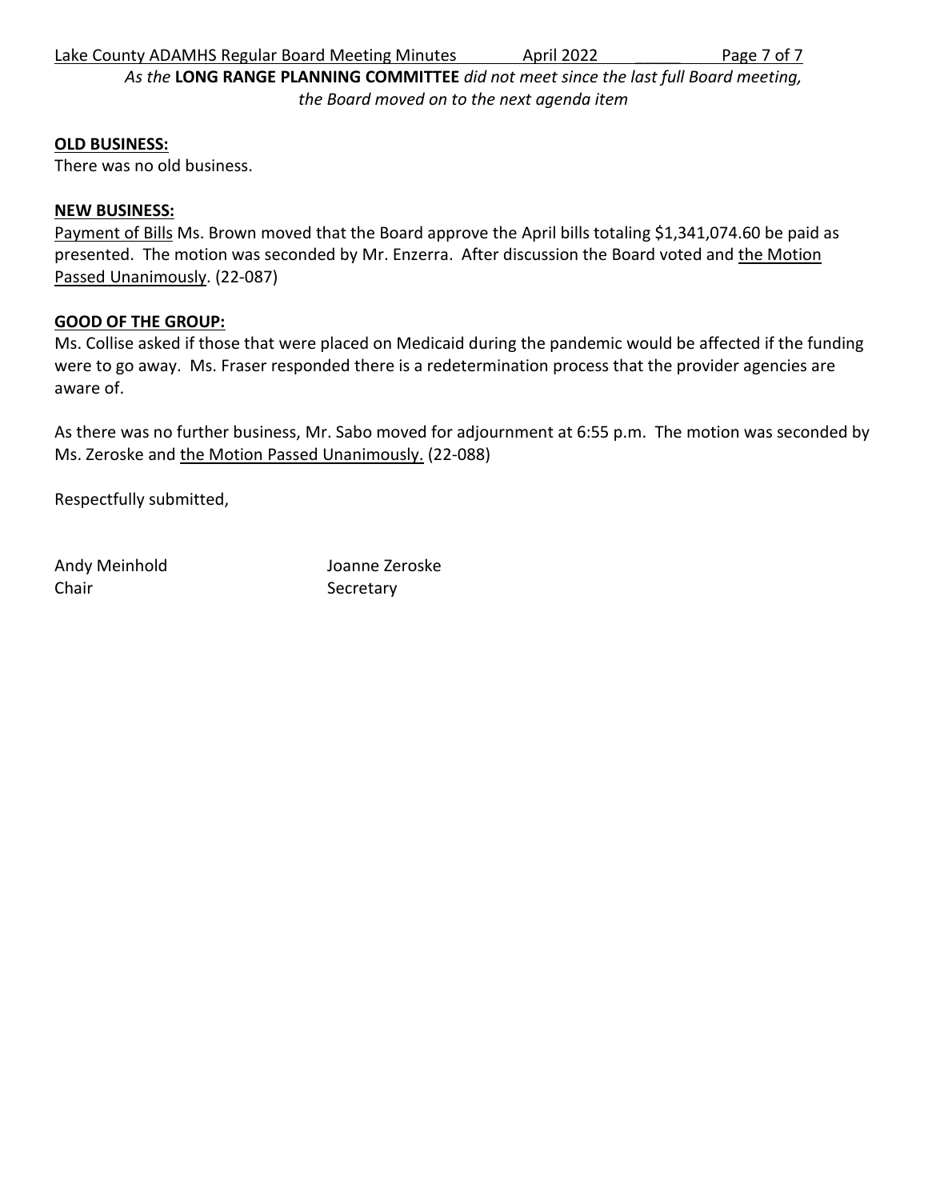*As the* **LONG RANGE PLANNING COMMITTEE** *did not meet since the last full Board meeting, the Board moved on to the next agenda item*

**OLD BUSINESS:**

There was no old business.

**NEW BUSINESS:**

Payment of Bills Ms. Brown moved that the Board approve the April bills totaling $1,341,074.60 be paid as presented. The motion was seconded by Mr. Enzerra. After discussion the Board voted and the Motion Passed Unanimously. (22-087)

**GOOD OF THE GROUP:**

Ms. Collise asked if those that were placed on Medicaid during the pandemic would be affected if the funding were to go away. Ms. Fraser responded there is a redetermination process that the provider agencies are aware of.

As there was no further business, Mr. Sabo moved for adjournment at 6:55 p.m. The motion was seconded by Ms. Zeroske and the Motion Passed Unanimously. (22-088)

Respectfully submitted,

| | |
|---|---|
| Andy Meinhold | Joanne Zeroske |
| Chair | Secretary |